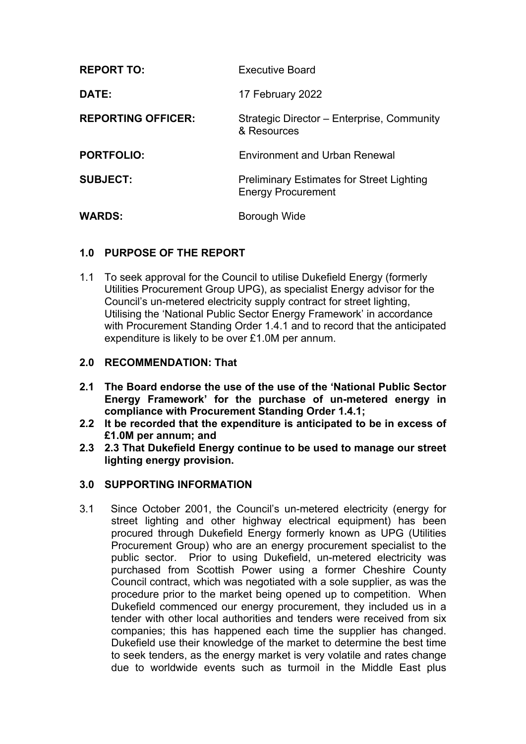| | |
|---|---|
| **REPORT TO:** | Executive Board |
| **DATE:** | 17 February 2022 |
| **REPORTING OFFICER:** | Strategic Director – Enterprise, Community & Resources |
| **PORTFOLIO:** | Environment and Urban Renewal |
| **SUBJECT:** | Preliminary Estimates for Street Lighting Energy Procurement |
| **WARDS:** | Borough Wide |

## 1.0 PURPOSE OF THE REPORT

1.1 To seek approval for the Council to utilise Dukefield Energy (formerly Utilities Procurement Group UPG), as specialist Energy advisor for the Council's un-metered electricity supply contract for street lighting, Utilising the 'National Public Sector Energy Framework' in accordance with Procurement Standing Order 1.4.1 and to record that the anticipated expenditure is likely to be over £1.0M per annum.

## 2.0 RECOMMENDATION: That

**2.1 The Board endorse the use of the use of the 'National Public Sector Energy Framework' for the purchase of un-metered energy in compliance with Procurement Standing Order 1.4.1;**

**2.2 It be recorded that the expenditure is anticipated to be in excess of £1.0M per annum; and**

**2.3 2.3 That Dukefield Energy continue to be used to manage our street lighting energy provision.**

## 3.0 SUPPORTING INFORMATION

3.1 Since October 2001, the Council's un-metered electricity (energy for street lighting and other highway electrical equipment) has been procured through Dukefield Energy formerly known as UPG (Utilities Procurement Group) who are an energy procurement specialist to the public sector. Prior to using Dukefield, un-metered electricity was purchased from Scottish Power using a former Cheshire County Council contract, which was negotiated with a sole supplier, as was the procedure prior to the market being opened up to competition. When Dukefield commenced our energy procurement, they included us in a tender with other local authorities and tenders were received from six companies; this has happened each time the supplier has changed. Dukefield use their knowledge of the market to determine the best time to seek tenders, as the energy market is very volatile and rates change due to worldwide events such as turmoil in the Middle East plus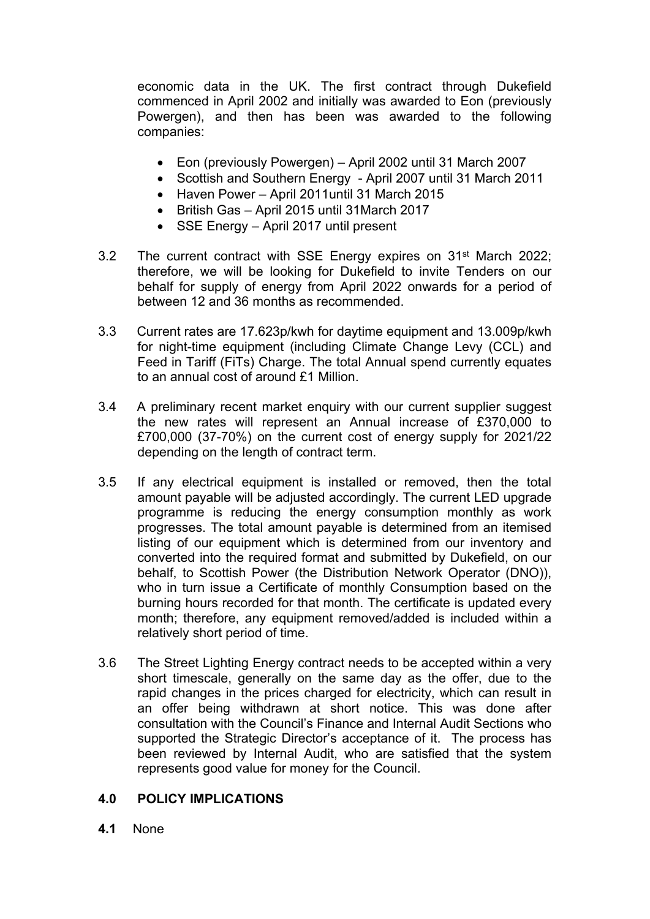economic data in the UK. The first contract through Dukefield commenced in April 2002 and initially was awarded to Eon (previously Powergen), and then has been was awarded to the following companies:

- Eon (previously Powergen) – April 2002 until 31 March 2007
- Scottish and Southern Energy - April 2007 until 31 March 2011
- Haven Power – April 2011until 31 March 2015
- British Gas – April 2015 until 31March 2017
- SSE Energy – April 2017 until present

3.2 The current contract with SSE Energy expires on 31st March 2022; therefore, we will be looking for Dukefield to invite Tenders on our behalf for supply of energy from April 2022 onwards for a period of between 12 and 36 months as recommended.

3.3 Current rates are 17.623p/kwh for daytime equipment and 13.009p/kwh for night-time equipment (including Climate Change Levy (CCL) and Feed in Tariff (FiTs) Charge. The total Annual spend currently equates to an annual cost of around £1 Million.

3.4 A preliminary recent market enquiry with our current supplier suggest the new rates will represent an Annual increase of £370,000 to £700,000 (37-70%) on the current cost of energy supply for 2021/22 depending on the length of contract term.

3.5 If any electrical equipment is installed or removed, then the total amount payable will be adjusted accordingly. The current LED upgrade programme is reducing the energy consumption monthly as work progresses. The total amount payable is determined from an itemised listing of our equipment which is determined from our inventory and converted into the required format and submitted by Dukefield, on our behalf, to Scottish Power (the Distribution Network Operator (DNO)), who in turn issue a Certificate of monthly Consumption based on the burning hours recorded for that month. The certificate is updated every month; therefore, any equipment removed/added is included within a relatively short period of time.

3.6 The Street Lighting Energy contract needs to be accepted within a very short timescale, generally on the same day as the offer, due to the rapid changes in the prices charged for electricity, which can result in an offer being withdrawn at short notice. This was done after consultation with the Council's Finance and Internal Audit Sections who supported the Strategic Director's acceptance of it. The process has been reviewed by Internal Audit, who are satisfied that the system represents good value for money for the Council.

## 4.0 POLICY IMPLICATIONS

**4.1** None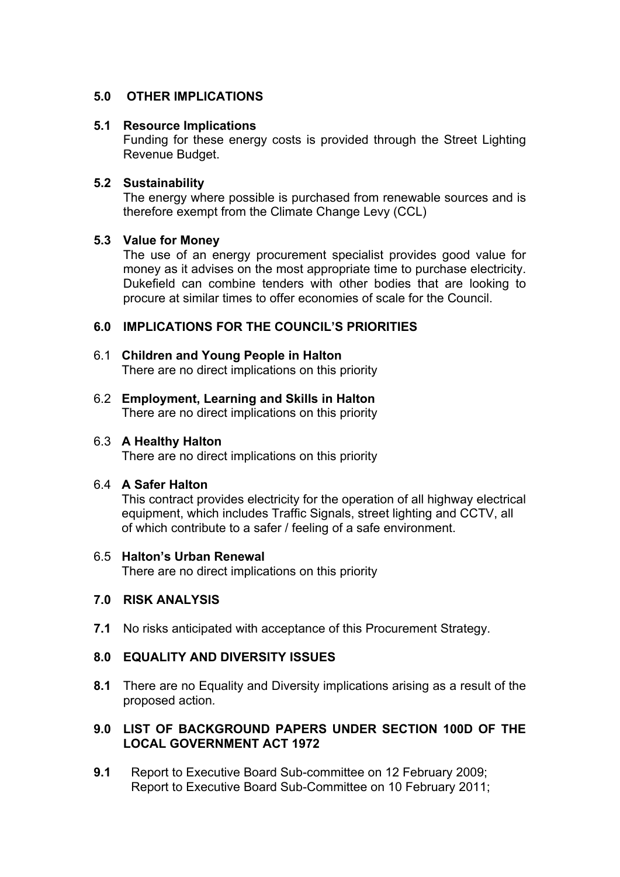## 5.0 OTHER IMPLICATIONS

### 5.1 Resource Implications

Funding for these energy costs is provided through the Street Lighting Revenue Budget.

### 5.2 Sustainability

The energy where possible is purchased from renewable sources and is therefore exempt from the Climate Change Levy (CCL)

### 5.3 Value for Money

The use of an energy procurement specialist provides good value for money as it advises on the most appropriate time to purchase electricity. Dukefield can combine tenders with other bodies that are looking to procure at similar times to offer economies of scale for the Council.

## 6.0 IMPLICATIONS FOR THE COUNCIL'S PRIORITIES

### 6.1 Children and Young People in Halton

There are no direct implications on this priority

### 6.2 Employment, Learning and Skills in Halton

There are no direct implications on this priority

### 6.3 A Healthy Halton

There are no direct implications on this priority

### 6.4 A Safer Halton

This contract provides electricity for the operation of all highway electrical equipment, which includes Traffic Signals, street lighting and CCTV, all of which contribute to a safer / feeling of a safe environment.

### 6.5 Halton's Urban Renewal

There are no direct implications on this priority

## 7.0 RISK ANALYSIS

**7.1** No risks anticipated with acceptance of this Procurement Strategy.

## 8.0 EQUALITY AND DIVERSITY ISSUES

**8.1** There are no Equality and Diversity implications arising as a result of the proposed action.

## 9.0 LIST OF BACKGROUND PAPERS UNDER SECTION 100D OF THE LOCAL GOVERNMENT ACT 1972

**9.1** Report to Executive Board Sub-committee on 12 February 2009;
Report to Executive Board Sub-Committee on 10 February 2011;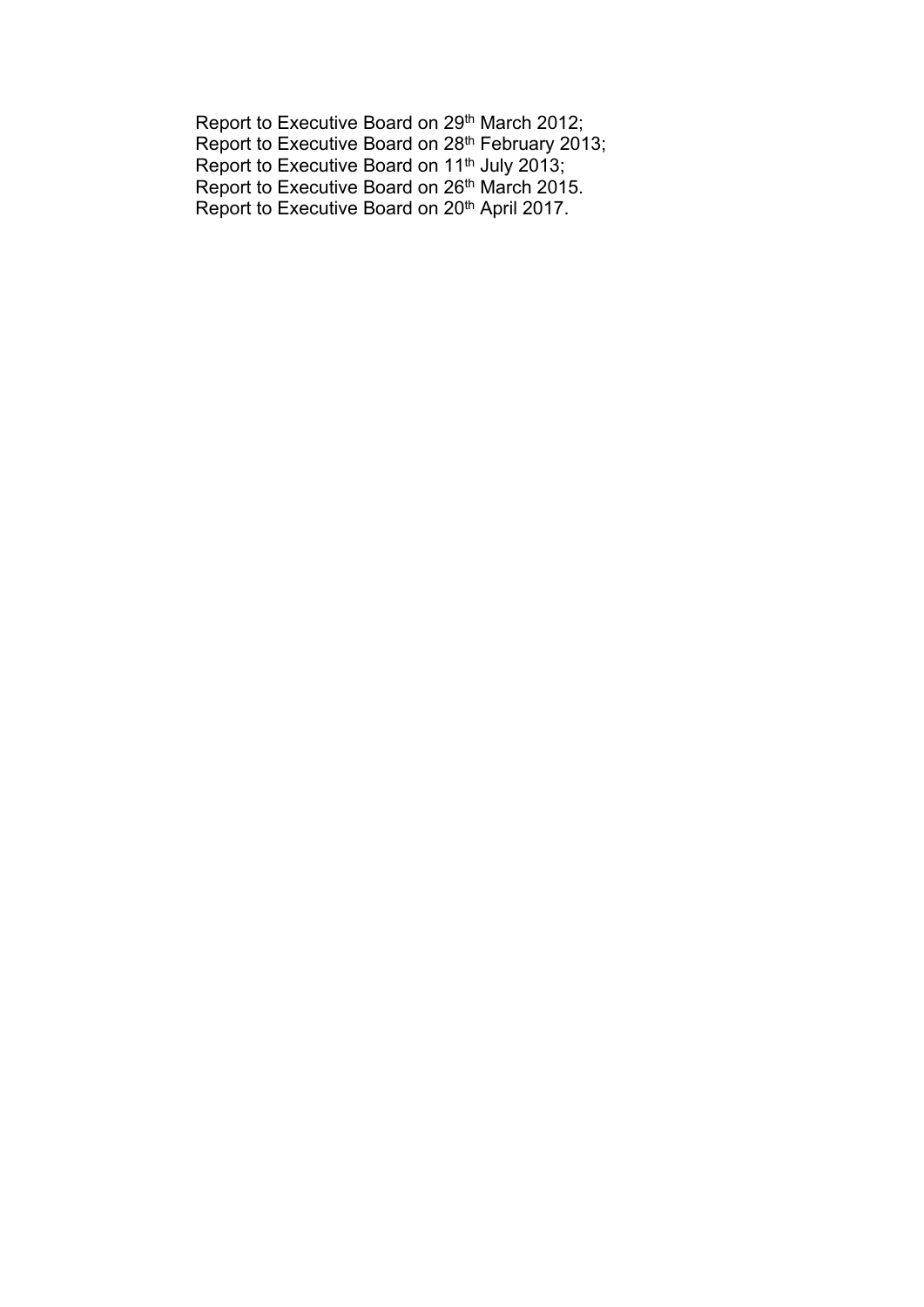Report to Executive Board on 29th March 2012;
Report to Executive Board on 28th February 2013;
Report to Executive Board on 11th July 2013;
Report to Executive Board on 26th March 2015.
Report to Executive Board on 20th April 2017.